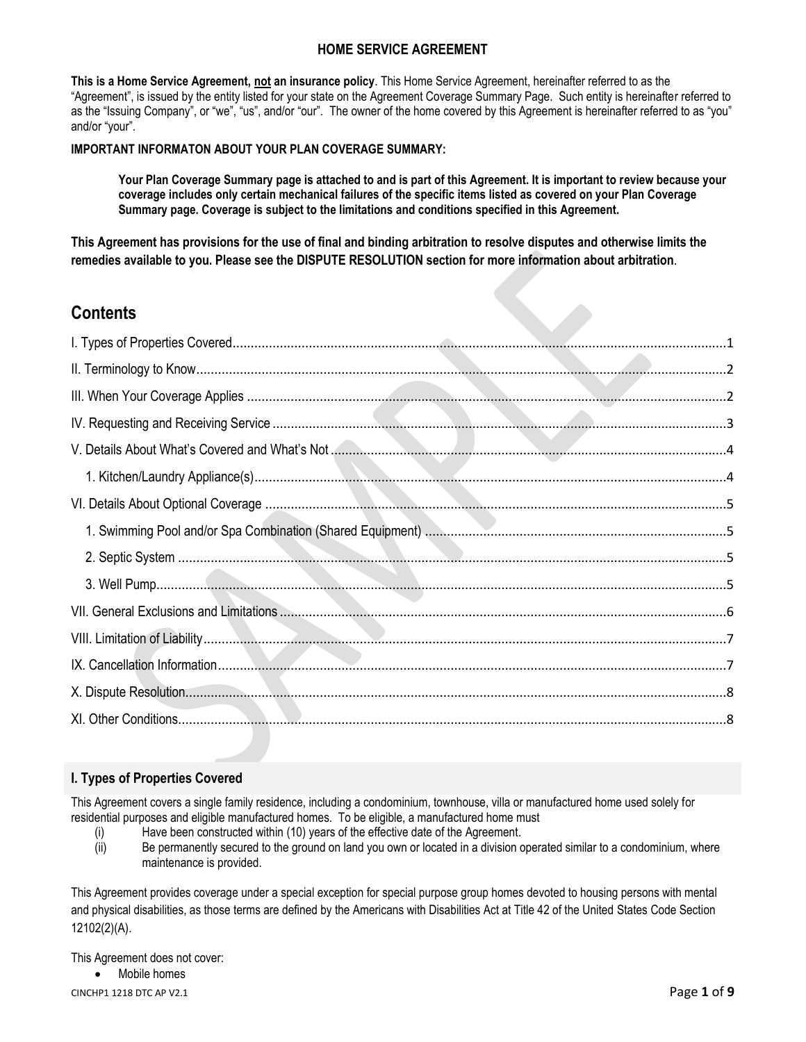## HOME SERVICE AGREEMENT

**This is a Home Service Agreement, not an insurance policy**. This Home Service Agreement, hereinafter referred to as the "Agreement", is issued by the entity listed for your state on the Agreement Coverage Summary Page. Such entity is hereinafter referred to as the "Issuing Company", or "we", "us", and/or "our". The owner of the home covered by this Agreement is hereinafter referred to as "you" and/or "your".

**IMPORTANT INFORMATON ABOUT YOUR PLAN COVERAGE SUMMARY:**

> **Your Plan Coverage Summary page is attached to and is part of this Agreement. It is important to review because your coverage includes only certain mechanical failures of the specific items listed as covered on your Plan Coverage Summary page. Coverage is subject to the limitations and conditions specified in this Agreement.**

**This Agreement has provisions for the use of final and binding arbitration to resolve disputes and otherwise limits the remedies available to you. Please see the DISPUTE RESOLUTION section for more information about arbitration**.

## Contents

- I. Types of Properties Covered ........ 1
- II. Terminology to Know ........ 2
- III. When Your Coverage Applies ........ 2
- IV. Requesting and Receiving Service ........ 3
- V. Details About What's Covered and What's Not ........ 4
  - 1. Kitchen/Laundry Appliance(s) ........ 4
- VI. Details About Optional Coverage ........ 5
  - 1. Swimming Pool and/or Spa Combination (Shared Equipment) ........ 5
  - 2. Septic System ........ 5
  - 3. Well Pump ........ 5
- VII. General Exclusions and Limitations ........ 6
- VIII. Limitation of Liability ........ 7
- IX. Cancellation Information ........ 7
- X. Dispute Resolution ........ 8
- XI. Other Conditions ........ 8

### I. Types of Properties Covered

This Agreement covers a single family residence, including a condominium, townhouse, villa or manufactured home used solely for residential purposes and eligible manufactured homes. To be eligible, a manufactured home must

(i) Have been constructed within (10) years of the effective date of the Agreement.
(ii) Be permanently secured to the ground on land you own or located in a division operated similar to a condominium, where maintenance is provided.

This Agreement provides coverage under a special exception for special purpose group homes devoted to housing persons with mental and physical disabilities, as those terms are defined by the Americans with Disabilities Act at Title 42 of the United States Code Section 12102(2)(A).

This Agreement does not cover:

- Mobile homes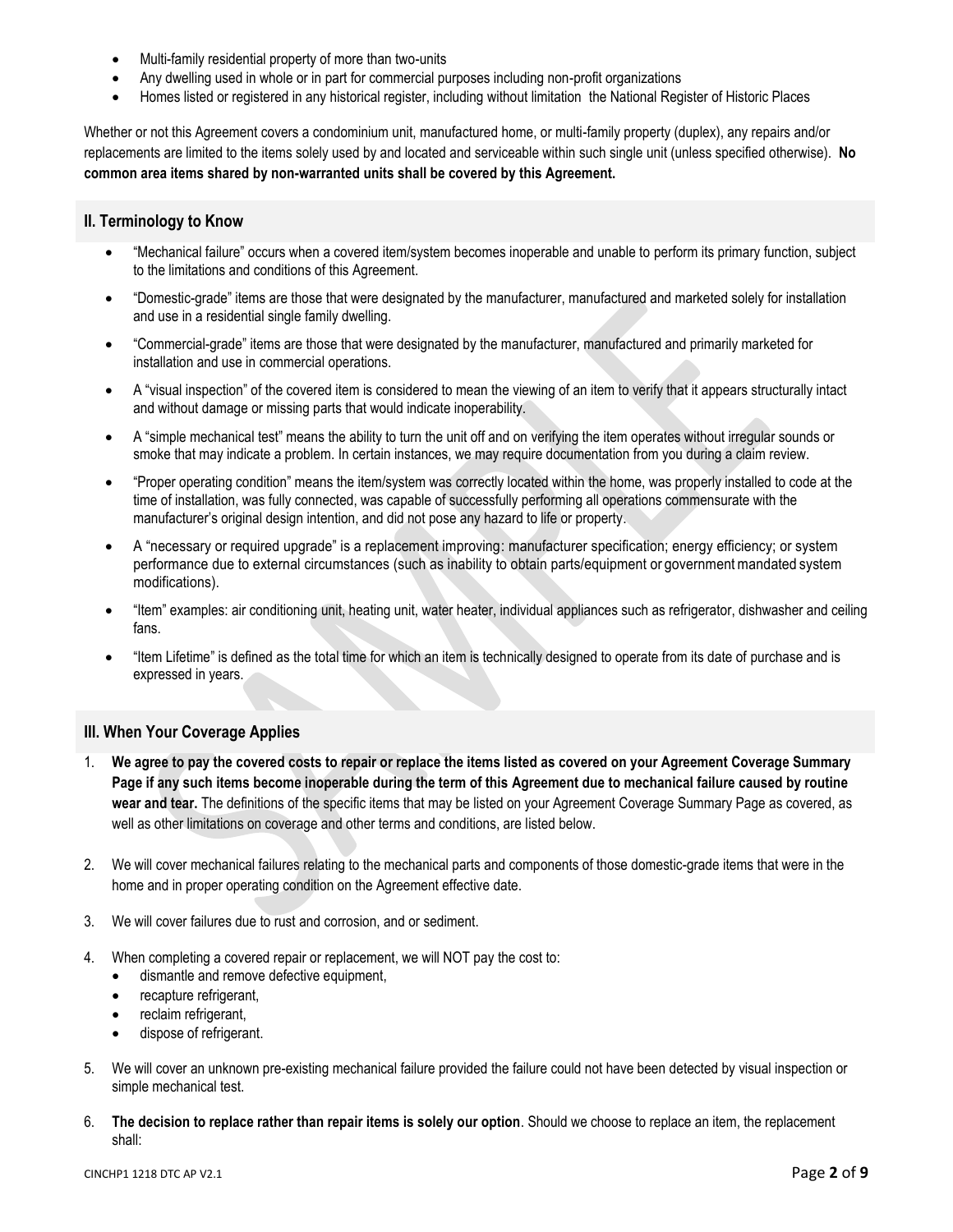- Multi-family residential property of more than two-units
- Any dwelling used in whole or in part for commercial purposes including non-profit organizations
- Homes listed or registered in any historical register, including without limitation the National Register of Historic Places

Whether or not this Agreement covers a condominium unit, manufactured home, or multi-family property (duplex), any repairs and/or replacements are limited to the items solely used by and located and serviceable within such single unit (unless specified otherwise). **No common area items shared by non-warranted units shall be covered by this Agreement.**

## II. Terminology to Know

- "Mechanical failure" occurs when a covered item/system becomes inoperable and unable to perform its primary function, subject to the limitations and conditions of this Agreement.
- "Domestic-grade" items are those that were designated by the manufacturer, manufactured and marketed solely for installation and use in a residential single family dwelling.
- "Commercial-grade" items are those that were designated by the manufacturer, manufactured and primarily marketed for installation and use in commercial operations.
- A "visual inspection" of the covered item is considered to mean the viewing of an item to verify that it appears structurally intact and without damage or missing parts that would indicate inoperability.
- A "simple mechanical test" means the ability to turn the unit off and on verifying the item operates without irregular sounds or smoke that may indicate a problem. In certain instances, we may require documentation from you during a claim review.
- "Proper operating condition" means the item/system was correctly located within the home, was properly installed to code at the time of installation, was fully connected, was capable of successfully performing all operations commensurate with the manufacturer's original design intention, and did not pose any hazard to life or property.
- A "necessary or required upgrade" is a replacement improving: manufacturer specification; energy efficiency; or system performance due to external circumstances (such as inability to obtain parts/equipment or government mandated system modifications).
- "Item" examples: air conditioning unit, heating unit, water heater, individual appliances such as refrigerator, dishwasher and ceiling fans.
- "Item Lifetime" is defined as the total time for which an item is technically designed to operate from its date of purchase and is expressed in years.

## III. When Your Coverage Applies

1. **We agree to pay the covered costs to repair or replace the items listed as covered on your Agreement Coverage Summary Page if any such items become inoperable during the term of this Agreement due to mechanical failure caused by routine wear and tear.** The definitions of the specific items that may be listed on your Agreement Coverage Summary Page as covered, as well as other limitations on coverage and other terms and conditions, are listed below.
2. We will cover mechanical failures relating to the mechanical parts and components of those domestic-grade items that were in the home and in proper operating condition on the Agreement effective date.
3. We will cover failures due to rust and corrosion, and or sediment.
4. When completing a covered repair or replacement, we will NOT pay the cost to:
   - dismantle and remove defective equipment,
   - recapture refrigerant,
   - reclaim refrigerant,
   - dispose of refrigerant.
5. We will cover an unknown pre-existing mechanical failure provided the failure could not have been detected by visual inspection or simple mechanical test.
6. **The decision to replace rather than repair items is solely our option**. Should we choose to replace an item, the replacement shall: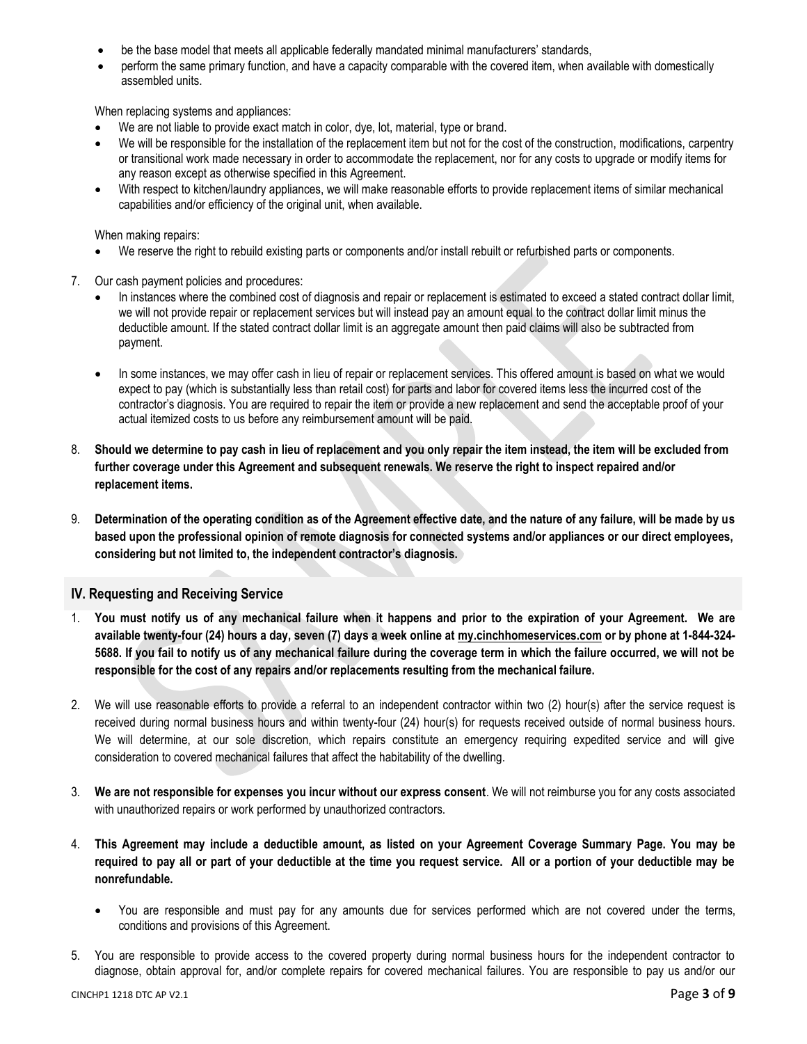- be the base model that meets all applicable federally mandated minimal manufacturers' standards,
- perform the same primary function, and have a capacity comparable with the covered item, when available with domestically assembled units.

When replacing systems and appliances:

- We are not liable to provide exact match in color, dye, lot, material, type or brand.
- We will be responsible for the installation of the replacement item but not for the cost of the construction, modifications, carpentry or transitional work made necessary in order to accommodate the replacement, nor for any costs to upgrade or modify items for any reason except as otherwise specified in this Agreement.
- With respect to kitchen/laundry appliances, we will make reasonable efforts to provide replacement items of similar mechanical capabilities and/or efficiency of the original unit, when available.

When making repairs:

- We reserve the right to rebuild existing parts or components and/or install rebuilt or refurbished parts or components.

7. Our cash payment policies and procedures:
   - In instances where the combined cost of diagnosis and repair or replacement is estimated to exceed a stated contract dollar limit, we will not provide repair or replacement services but will instead pay an amount equal to the contract dollar limit minus the deductible amount. If the stated contract dollar limit is an aggregate amount then paid claims will also be subtracted from payment.
   - In some instances, we may offer cash in lieu of repair or replacement services. This offered amount is based on what we would expect to pay (which is substantially less than retail cost) for parts and labor for covered items less the incurred cost of the contractor's diagnosis. You are required to repair the item or provide a new replacement and send the acceptable proof of your actual itemized costs to us before any reimbursement amount will be paid.

8. **Should we determine to pay cash in lieu of replacement and you only repair the item instead, the item will be excluded from further coverage under this Agreement and subsequent renewals. We reserve the right to inspect repaired and/or replacement items.**

9. **Determination of the operating condition as of the Agreement effective date, and the nature of any failure, will be made by us based upon the professional opinion of remote diagnosis for connected systems and/or appliances or our direct employees, considering but not limited to, the independent contractor's diagnosis.**

## IV. Requesting and Receiving Service

1. **You must notify us of any mechanical failure when it happens and prior to the expiration of your Agreement. We are available twenty-four (24) hours a day, seven (7) days a week online at my.cinchhomeservices.com or by phone at 1-844-324-5688. If you fail to notify us of any mechanical failure during the coverage term in which the failure occurred, we will not be responsible for the cost of any repairs and/or replacements resulting from the mechanical failure.**

2. We will use reasonable efforts to provide a referral to an independent contractor within two (2) hour(s) after the service request is received during normal business hours and within twenty-four (24) hour(s) for requests received outside of normal business hours. We will determine, at our sole discretion, which repairs constitute an emergency requiring expedited service and will give consideration to covered mechanical failures that affect the habitability of the dwelling.

3. **We are not responsible for expenses you incur without our express consent**. We will not reimburse you for any costs associated with unauthorized repairs or work performed by unauthorized contractors.

4. **This Agreement may include a deductible amount, as listed on your Agreement Coverage Summary Page. You may be required to pay all or part of your deductible at the time you request service. All or a portion of your deductible may be nonrefundable.**
   - You are responsible and must pay for any amounts due for services performed which are not covered under the terms, conditions and provisions of this Agreement.

5. You are responsible to provide access to the covered property during normal business hours for the independent contractor to diagnose, obtain approval for, and/or complete repairs for covered mechanical failures. You are responsible to pay us and/or our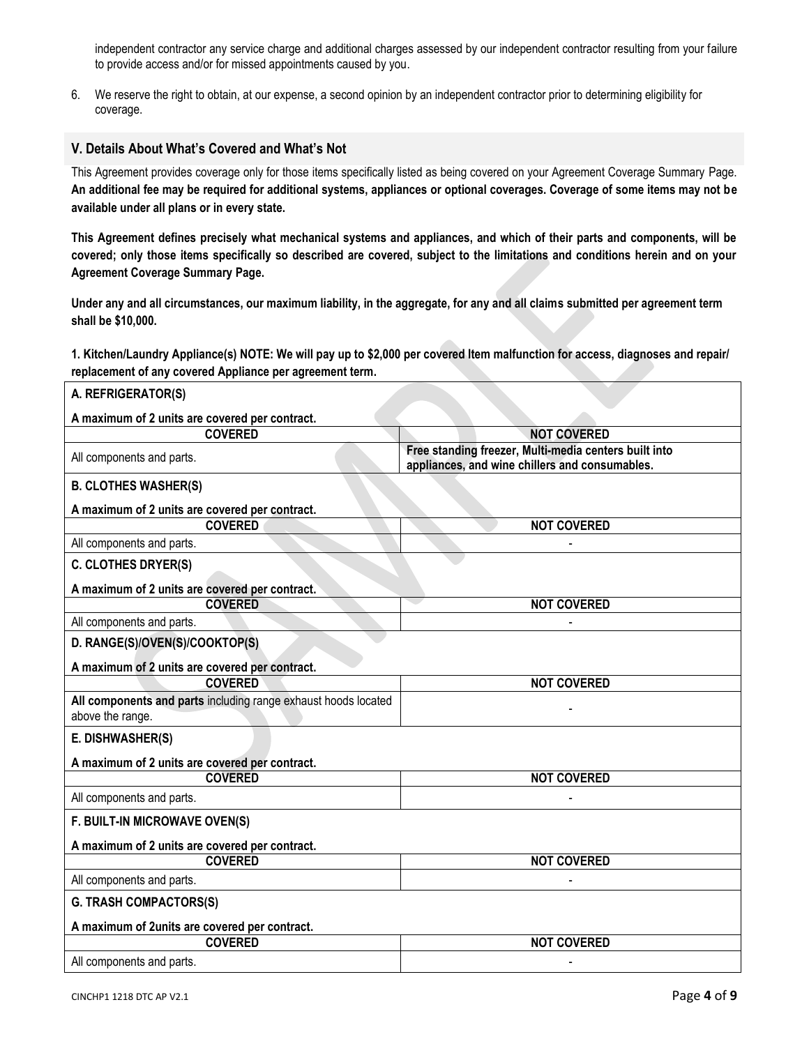independent contractor any service charge and additional charges assessed by our independent contractor resulting from your failure to provide access and/or for missed appointments caused by you.

6. We reserve the right to obtain, at our expense, a second opinion by an independent contractor prior to determining eligibility for coverage.

## V. Details About What's Covered and What's Not

This Agreement provides coverage only for those items specifically listed as being covered on your Agreement Coverage Summary Page. **An additional fee may be required for additional systems, appliances or optional coverages. Coverage of some items may not be available under all plans or in every state.**

**This Agreement defines precisely what mechanical systems and appliances, and which of their parts and components, will be covered; only those items specifically so described are covered, subject to the limitations and conditions herein and on your Agreement Coverage Summary Page.**

**Under any and all circumstances, our maximum liability, in the aggregate, for any and all claims submitted per agreement term shall be $10,000.**

**1. Kitchen/Laundry Appliance(s) NOTE: We will pay up to $2,000 per covered Item malfunction for access, diagnoses and repair/ replacement of any covered Appliance per agreement term.**

| **A. REFRIGERATOR(S)**<br>**A maximum of 2 units are covered per contract.** | |
|---|---|
| **COVERED** | **NOT COVERED** |
| All components and parts. | **Free standing freezer, Multi-media centers built into appliances, and wine chillers and consumables.** |
| **B. CLOTHES WASHER(S)**<br>**A maximum of 2 units are covered per contract.** | |
| **COVERED** | **NOT COVERED** |
| All components and parts. | - |
| **C. CLOTHES DRYER(S)**<br>**A maximum of 2 units are covered per contract.** | |
| **COVERED** | **NOT COVERED** |
| All components and parts. | - |
| **D. RANGE(S)/OVEN(S)/COOKTOP(S)**<br>**A maximum of 2 units are covered per contract.** | |
| **COVERED** | **NOT COVERED** |
| **All components and parts** including range exhaust hoods located above the range. | - |
| **E. DISHWASHER(S)**<br>**A maximum of 2 units are covered per contract.** | |
| **COVERED** | **NOT COVERED** |
| All components and parts. | - |
| **F. BUILT-IN MICROWAVE OVEN(S)**<br>**A maximum of 2 units are covered per contract.** | |
| **COVERED** | **NOT COVERED** |
| All components and parts. | - |
| **G. TRASH COMPACTORS(S)**<br>**A maximum of 2units are covered per contract.** | |
| **COVERED** | **NOT COVERED** |
| All components and parts. | - |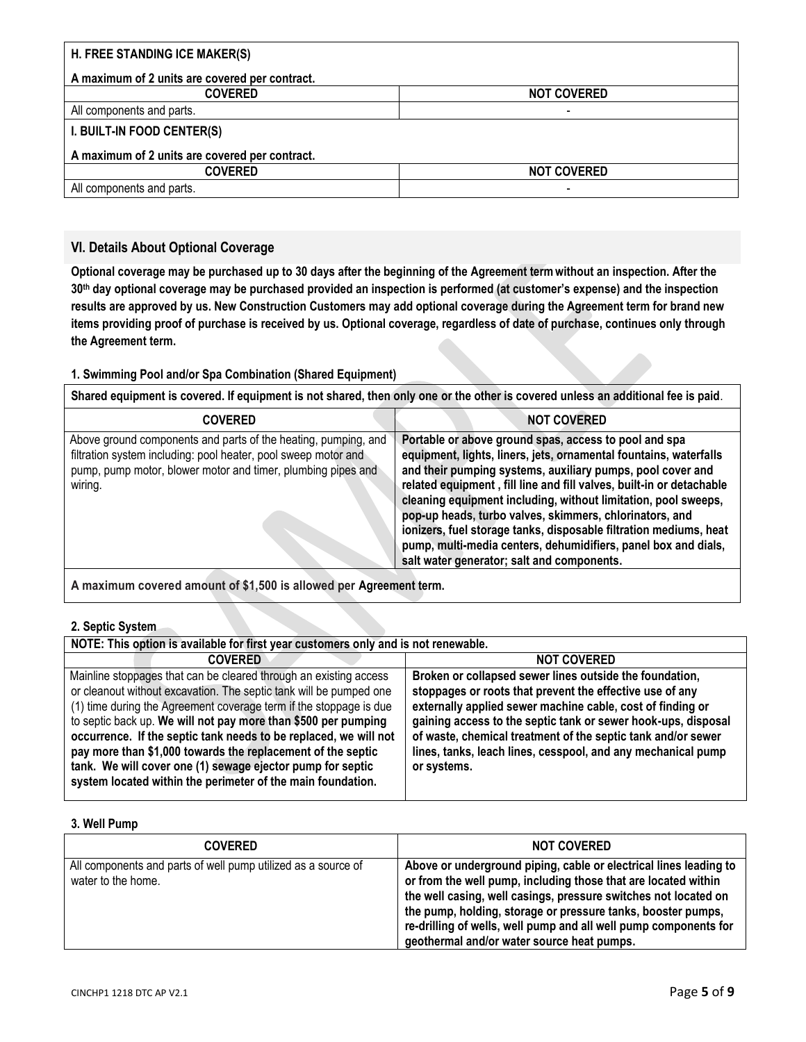| H. FREE STANDING ICE MAKER(S) | |
|---|---|
| **A maximum of 2 units are covered per contract.** | |
| **COVERED** | **NOT COVERED** |
| All components and parts. | - |

| I. BUILT-IN FOOD CENTER(S) | |
|---|---|
| **A maximum of 2 units are covered per contract.** | |
| **COVERED** | **NOT COVERED** |
| All components and parts. | - |

## VI. Details About Optional Coverage

**Optional coverage may be purchased up to 30 days after the beginning of the Agreement term without an inspection. After the 30th day optional coverage may be purchased provided an inspection is performed (at customer's expense) and the inspection results are approved by us. New Construction Customers may add optional coverage during the Agreement term for brand new items providing proof of purchase is received by us. Optional coverage, regardless of date of purchase, continues only through the Agreement term.**

### 1. Swimming Pool and/or Spa Combination (Shared Equipment)

| Shared equipment is covered. If equipment is not shared, then only one or the other is covered unless an additional fee is paid. | |
|---|---|
| **COVERED** | **NOT COVERED** |
| Above ground components and parts of the heating, pumping, and filtration system including: pool heater, pool sweep motor and pump, pump motor, blower motor and timer, plumbing pipes and wiring. | **Portable or above ground spas, access to pool and spa equipment, lights, liners, jets, ornamental fountains, waterfalls and their pumping systems, auxiliary pumps, pool cover and related equipment , fill line and fill valves, built-in or detachable cleaning equipment including, without limitation, pool sweeps, pop-up heads, turbo valves, skimmers, chlorinators, and ionizers, fuel storage tanks, disposable filtration mediums, heat pump, multi-media centers, dehumidifiers, panel box and dials, salt water generator; salt and components.** |
| **A maximum covered amount of $1,500 is allowed per Agreement term.** | |

### 2. Septic System

| NOTE: This option is available for first year customers only and is not renewable. | |
|---|---|
| **COVERED** | **NOT COVERED** |
| Mainline stoppages that can be cleared through an existing access or cleanout without excavation. The septic tank will be pumped one (1) time during the Agreement coverage term if the stoppage is due to septic back up. **We will not pay more than $500 per pumping occurrence. If the septic tank needs to be replaced, we will not pay more than $1,000 towards the replacement of the septic tank. We will cover one (1) sewage ejector pump for septic system located within the perimeter of the main foundation.** | **Broken or collapsed sewer lines outside the foundation, stoppages or roots that prevent the effective use of any externally applied sewer machine cable, cost of finding or gaining access to the septic tank or sewer hook-ups, disposal of waste, chemical treatment of the septic tank and/or sewer lines, tanks, leach lines, cesspool, and any mechanical pump or systems.** |

### 3. Well Pump

| COVERED | NOT COVERED |
|---|---|
| All components and parts of well pump utilized as a source of water to the home. | **Above or underground piping, cable or electrical lines leading to or from the well pump, including those that are located within the well casing, well casings, pressure switches not located on the pump, holding, storage or pressure tanks, booster pumps, re-drilling of wells, well pump and all well pump components for geothermal and/or water source heat pumps.** |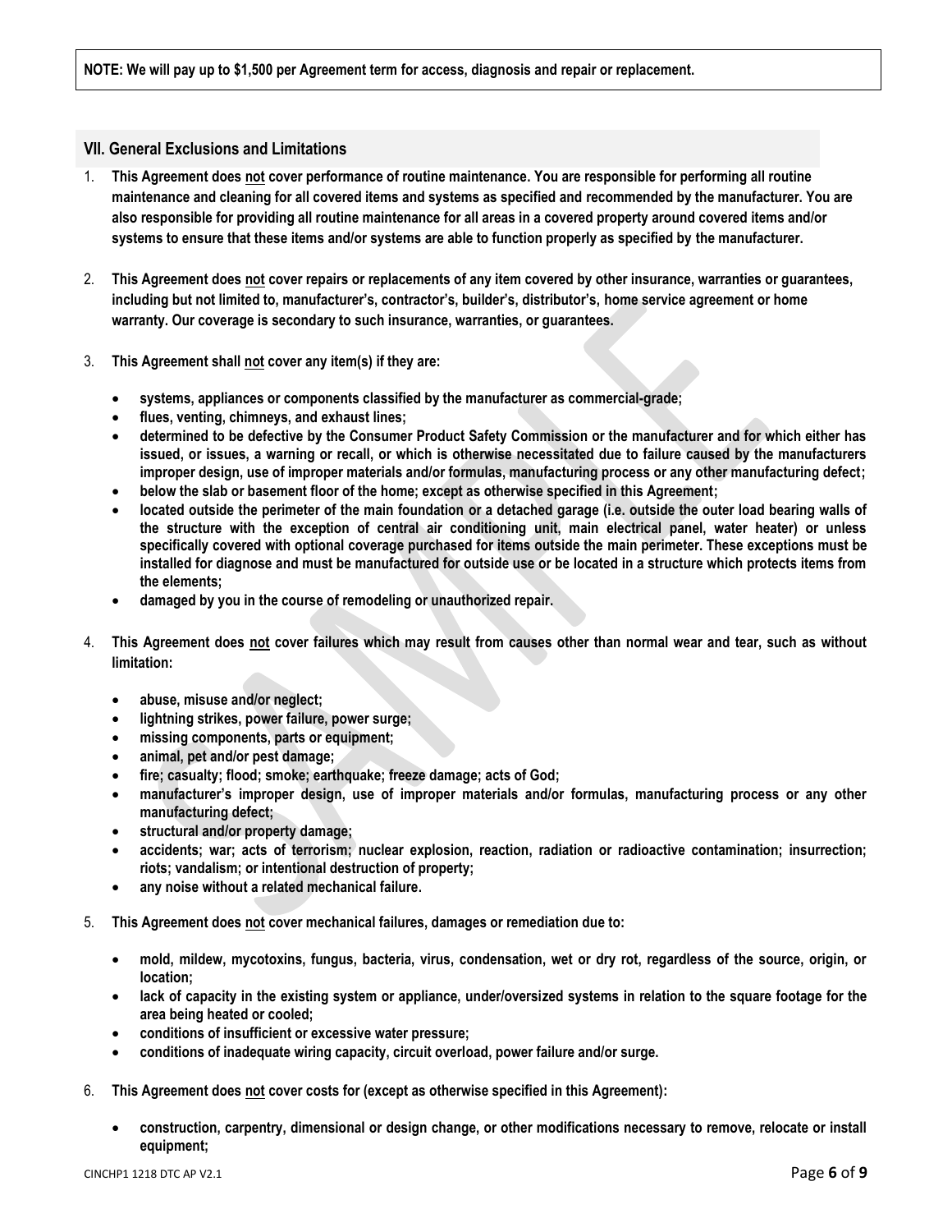**NOTE: We will pay up to $1,500 per Agreement term for access, diagnosis and repair or replacement.**

## VII. General Exclusions and Limitations

1. **This Agreement does not cover performance of routine maintenance. You are responsible for performing all routine maintenance and cleaning for all covered items and systems as specified and recommended by the manufacturer. You are also responsible for providing all routine maintenance for all areas in a covered property around covered items and/or systems to ensure that these items and/or systems are able to function properly as specified by the manufacturer.**

2. **This Agreement does not cover repairs or replacements of any item covered by other insurance, warranties or guarantees, including but not limited to, manufacturer's, contractor's, builder's, distributor's, home service agreement or home warranty. Our coverage is secondary to such insurance, warranties, or guarantees.**

3. **This Agreement shall not cover any item(s) if they are:**
   - **systems, appliances or components classified by the manufacturer as commercial-grade;**
   - **flues, venting, chimneys, and exhaust lines;**
   - **determined to be defective by the Consumer Product Safety Commission or the manufacturer and for which either has issued, or issues, a warning or recall, or which is otherwise necessitated due to failure caused by the manufacturers improper design, use of improper materials and/or formulas, manufacturing process or any other manufacturing defect;**
   - **below the slab or basement floor of the home; except as otherwise specified in this Agreement;**
   - **located outside the perimeter of the main foundation or a detached garage (i.e. outside the outer load bearing walls of the structure with the exception of central air conditioning unit, main electrical panel, water heater) or unless specifically covered with optional coverage purchased for items outside the main perimeter. These exceptions must be installed for diagnose and must be manufactured for outside use or be located in a structure which protects items from the elements;**
   - **damaged by you in the course of remodeling or unauthorized repair.**

4. **This Agreement does not cover failures which may result from causes other than normal wear and tear, such as without limitation:**
   - **abuse, misuse and/or neglect;**
   - **lightning strikes, power failure, power surge;**
   - **missing components, parts or equipment;**
   - **animal, pet and/or pest damage;**
   - **fire; casualty; flood; smoke; earthquake; freeze damage; acts of God;**
   - **manufacturer's improper design, use of improper materials and/or formulas, manufacturing process or any other manufacturing defect;**
   - **structural and/or property damage;**
   - **accidents; war; acts of terrorism; nuclear explosion, reaction, radiation or radioactive contamination; insurrection; riots; vandalism; or intentional destruction of property;**
   - **any noise without a related mechanical failure.**

5. **This Agreement does not cover mechanical failures, damages or remediation due to:**
   - **mold, mildew, mycotoxins, fungus, bacteria, virus, condensation, wet or dry rot, regardless of the source, origin, or location;**
   - **lack of capacity in the existing system or appliance, under/oversized systems in relation to the square footage for the area being heated or cooled;**
   - **conditions of insufficient or excessive water pressure;**
   - **conditions of inadequate wiring capacity, circuit overload, power failure and/or surge.**

6. **This Agreement does not cover costs for (except as otherwise specified in this Agreement):**
   - **construction, carpentry, dimensional or design change, or other modifications necessary to remove, relocate or install equipment;**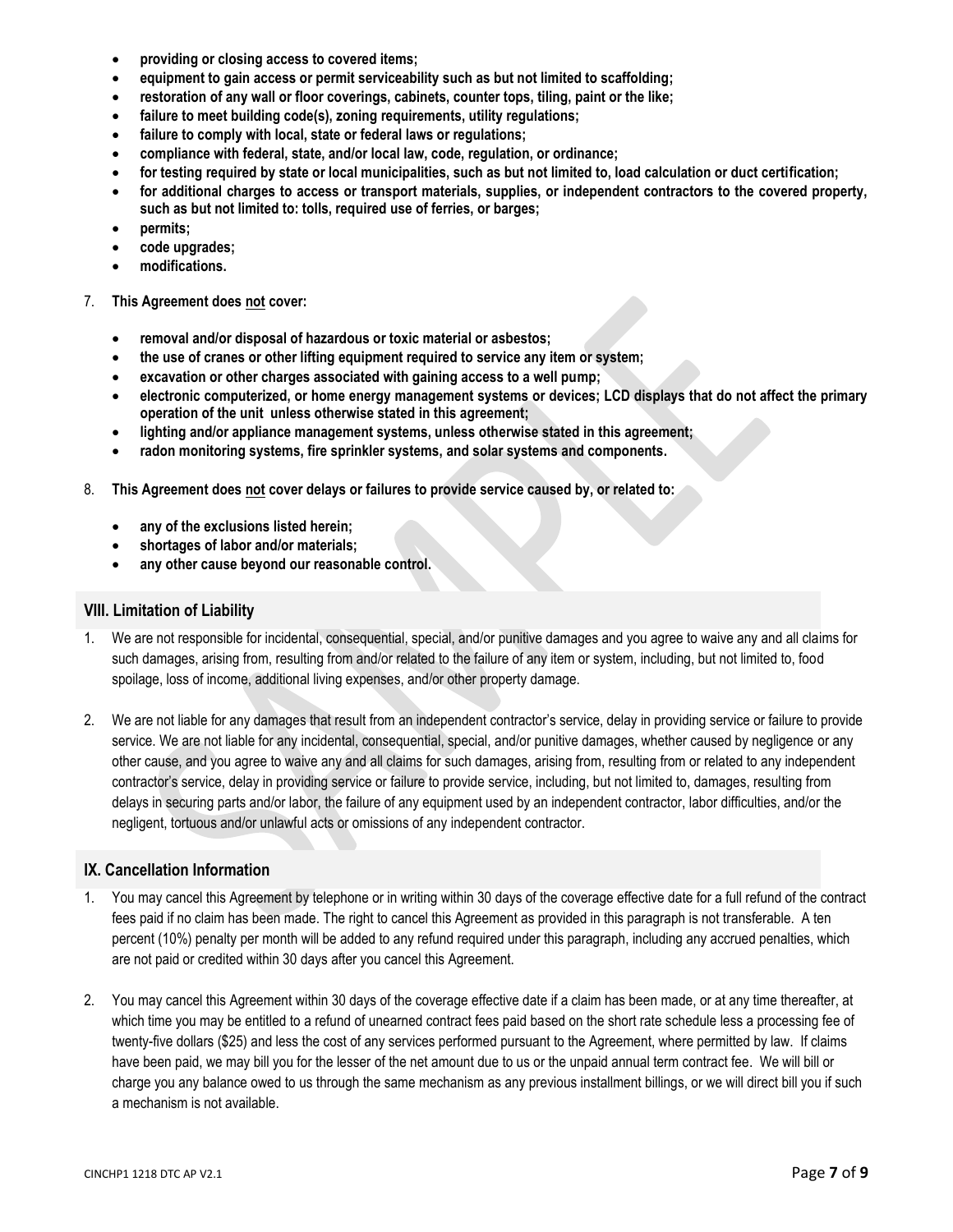- **providing or closing access to covered items;**
- **equipment to gain access or permit serviceability such as but not limited to scaffolding;**
- **restoration of any wall or floor coverings, cabinets, counter tops, tiling, paint or the like;**
- **failure to meet building code(s), zoning requirements, utility regulations;**
- **failure to comply with local, state or federal laws or regulations;**
- **compliance with federal, state, and/or local law, code, regulation, or ordinance;**
- **for testing required by state or local municipalities, such as but not limited to, load calculation or duct certification;**
- **for additional charges to access or transport materials, supplies, or independent contractors to the covered property, such as but not limited to: tolls, required use of ferries, or barges;**
- **permits;**
- **code upgrades;**
- **modifications.**

7. **This Agreement does not cover:**

   - **removal and/or disposal of hazardous or toxic material or asbestos;**
   - **the use of cranes or other lifting equipment required to service any item or system;**
   - **excavation or other charges associated with gaining access to a well pump;**
   - **electronic computerized, or home energy management systems or devices; LCD displays that do not affect the primary operation of the unit unless otherwise stated in this agreement;**
   - **lighting and/or appliance management systems, unless otherwise stated in this agreement;**
   - **radon monitoring systems, fire sprinkler systems, and solar systems and components.**

8. **This Agreement does not cover delays or failures to provide service caused by, or related to:**

   - **any of the exclusions listed herein;**
   - **shortages of labor and/or materials;**
   - **any other cause beyond our reasonable control.**

## VIII. Limitation of Liability

1. We are not responsible for incidental, consequential, special, and/or punitive damages and you agree to waive any and all claims for such damages, arising from, resulting from and/or related to the failure of any item or system, including, but not limited to, food spoilage, loss of income, additional living expenses, and/or other property damage.

2. We are not liable for any damages that result from an independent contractor's service, delay in providing service or failure to provide service. We are not liable for any incidental, consequential, special, and/or punitive damages, whether caused by negligence or any other cause, and you agree to waive any and all claims for such damages, arising from, resulting from or related to any independent contractor's service, delay in providing service or failure to provide service, including, but not limited to, damages, resulting from delays in securing parts and/or labor, the failure of any equipment used by an independent contractor, labor difficulties, and/or the negligent, tortuous and/or unlawful acts or omissions of any independent contractor.

## IX. Cancellation Information

1. You may cancel this Agreement by telephone or in writing within 30 days of the coverage effective date for a full refund of the contract fees paid if no claim has been made. The right to cancel this Agreement as provided in this paragraph is not transferable. A ten percent (10%) penalty per month will be added to any refund required under this paragraph, including any accrued penalties, which are not paid or credited within 30 days after you cancel this Agreement.

2. You may cancel this Agreement within 30 days of the coverage effective date if a claim has been made, or at any time thereafter, at which time you may be entitled to a refund of unearned contract fees paid based on the short rate schedule less a processing fee of twenty-five dollars ($25) and less the cost of any services performed pursuant to the Agreement, where permitted by law. If claims have been paid, we may bill you for the lesser of the net amount due to us or the unpaid annual term contract fee. We will bill or charge you any balance owed to us through the same mechanism as any previous installment billings, or we will direct bill you if such a mechanism is not available.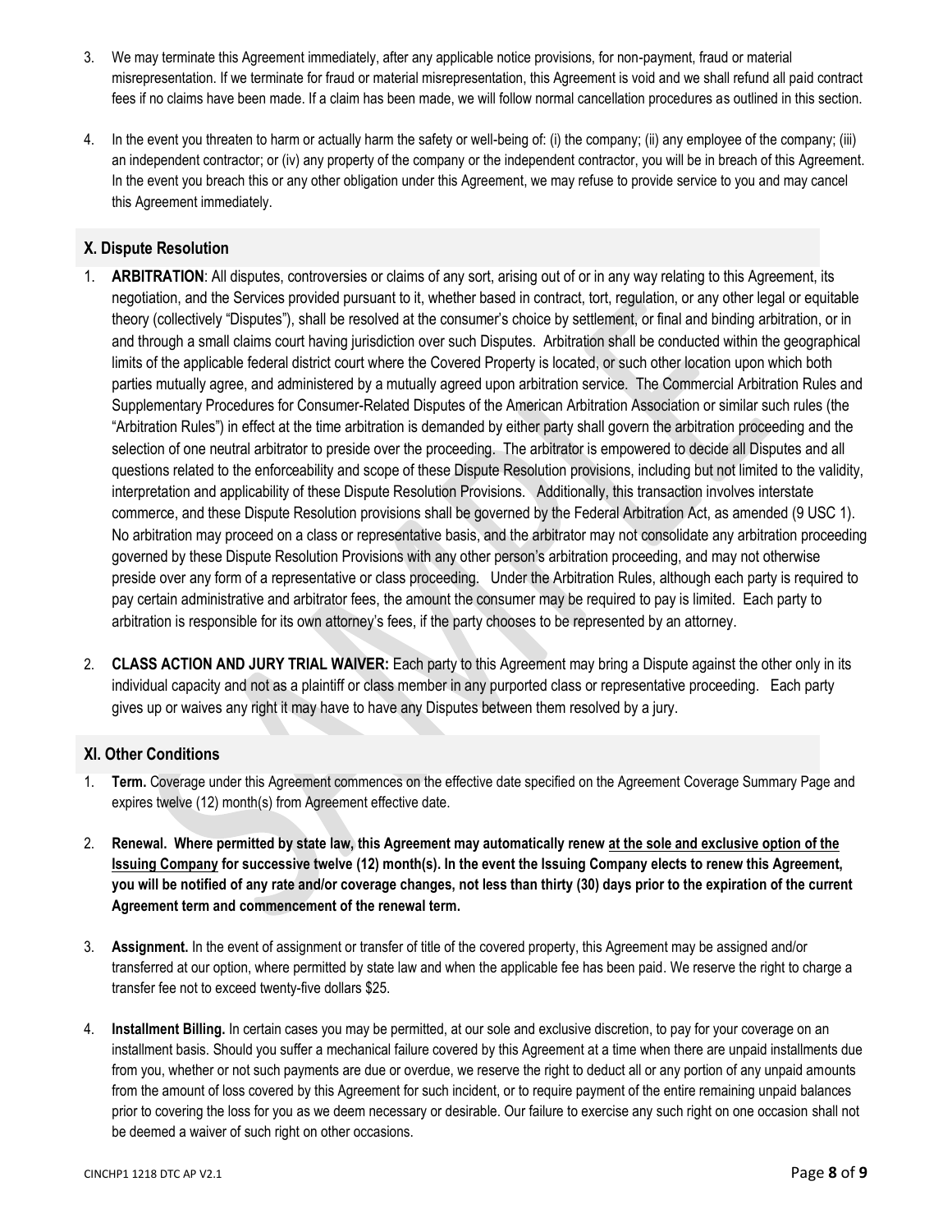3. We may terminate this Agreement immediately, after any applicable notice provisions, for non-payment, fraud or material misrepresentation. If we terminate for fraud or material misrepresentation, this Agreement is void and we shall refund all paid contract fees if no claims have been made. If a claim has been made, we will follow normal cancellation procedures as outlined in this section.

4. In the event you threaten to harm or actually harm the safety or well-being of: (i) the company; (ii) any employee of the company; (iii) an independent contractor; or (iv) any property of the company or the independent contractor, you will be in breach of this Agreement. In the event you breach this or any other obligation under this Agreement, we may refuse to provide service to you and may cancel this Agreement immediately.

## X. Dispute Resolution

1. **ARBITRATION**: All disputes, controversies or claims of any sort, arising out of or in any way relating to this Agreement, its negotiation, and the Services provided pursuant to it, whether based in contract, tort, regulation, or any other legal or equitable theory (collectively "Disputes"), shall be resolved at the consumer's choice by settlement, or final and binding arbitration, or in and through a small claims court having jurisdiction over such Disputes. Arbitration shall be conducted within the geographical limits of the applicable federal district court where the Covered Property is located, or such other location upon which both parties mutually agree, and administered by a mutually agreed upon arbitration service. The Commercial Arbitration Rules and Supplementary Procedures for Consumer-Related Disputes of the American Arbitration Association or similar such rules (the "Arbitration Rules") in effect at the time arbitration is demanded by either party shall govern the arbitration proceeding and the selection of one neutral arbitrator to preside over the proceeding. The arbitrator is empowered to decide all Disputes and all questions related to the enforceability and scope of these Dispute Resolution provisions, including but not limited to the validity, interpretation and applicability of these Dispute Resolution Provisions. Additionally, this transaction involves interstate commerce, and these Dispute Resolution provisions shall be governed by the Federal Arbitration Act, as amended (9 USC 1). No arbitration may proceed on a class or representative basis, and the arbitrator may not consolidate any arbitration proceeding governed by these Dispute Resolution Provisions with any other person's arbitration proceeding, and may not otherwise preside over any form of a representative or class proceeding. Under the Arbitration Rules, although each party is required to pay certain administrative and arbitrator fees, the amount the consumer may be required to pay is limited. Each party to arbitration is responsible for its own attorney's fees, if the party chooses to be represented by an attorney.

2. **CLASS ACTION AND JURY TRIAL WAIVER:** Each party to this Agreement may bring a Dispute against the other only in its individual capacity and not as a plaintiff or class member in any purported class or representative proceeding. Each party gives up or waives any right it may have to have any Disputes between them resolved by a jury.

## XI. Other Conditions

1. **Term.** Coverage under this Agreement commences on the effective date specified on the Agreement Coverage Summary Page and expires twelve (12) month(s) from Agreement effective date.

2. **Renewal. Where permitted by state law, this Agreement may automatically renew at the sole and exclusive option of the Issuing Company for successive twelve (12) month(s). In the event the Issuing Company elects to renew this Agreement, you will be notified of any rate and/or coverage changes, not less than thirty (30) days prior to the expiration of the current Agreement term and commencement of the renewal term.**

3. **Assignment.** In the event of assignment or transfer of title of the covered property, this Agreement may be assigned and/or transferred at our option, where permitted by state law and when the applicable fee has been paid. We reserve the right to charge a transfer fee not to exceed twenty-five dollars $25.

4. **Installment Billing.** In certain cases you may be permitted, at our sole and exclusive discretion, to pay for your coverage on an installment basis. Should you suffer a mechanical failure covered by this Agreement at a time when there are unpaid installments due from you, whether or not such payments are due or overdue, we reserve the right to deduct all or any portion of any unpaid amounts from the amount of loss covered by this Agreement for such incident, or to require payment of the entire remaining unpaid balances prior to covering the loss for you as we deem necessary or desirable. Our failure to exercise any such right on one occasion shall not be deemed a waiver of such right on other occasions.

CINCHP1 1218 DTC AP V2.1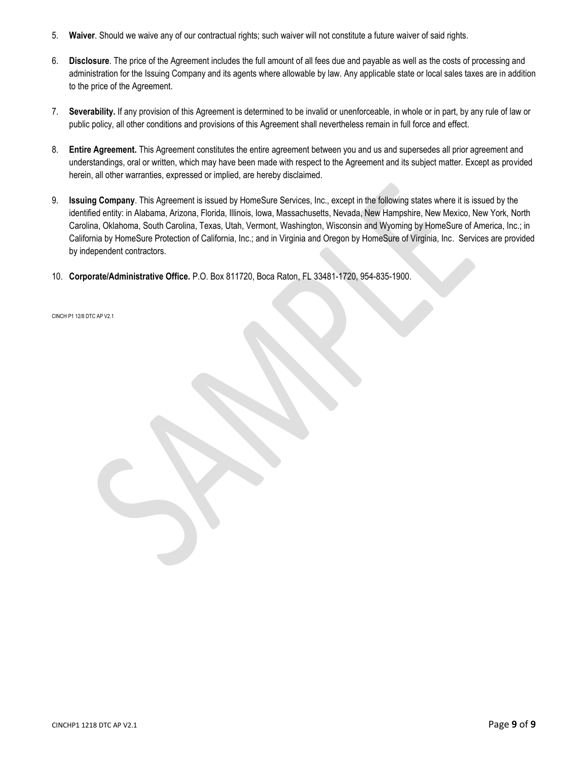5. **Waiver**. Should we waive any of our contractual rights; such waiver will not constitute a future waiver of said rights.

6. **Disclosure**. The price of the Agreement includes the full amount of all fees due and payable as well as the costs of processing and administration for the Issuing Company and its agents where allowable by law. Any applicable state or local sales taxes are in addition to the price of the Agreement.

7. **Severability.** If any provision of this Agreement is determined to be invalid or unenforceable, in whole or in part, by any rule of law or public policy, all other conditions and provisions of this Agreement shall nevertheless remain in full force and effect.

8. **Entire Agreement.** This Agreement constitutes the entire agreement between you and us and supersedes all prior agreement and understandings, oral or written, which may have been made with respect to the Agreement and its subject matter. Except as provided herein, all other warranties, expressed or implied, are hereby disclaimed.

9. **Issuing Company**. This Agreement is issued by HomeSure Services, Inc., except in the following states where it is issued by the identified entity: in Alabama, Arizona, Florida, Illinois, Iowa, Massachusetts, Nevada, New Hampshire, New Mexico, New York, North Carolina, Oklahoma, South Carolina, Texas, Utah, Vermont, Washington, Wisconsin and Wyoming by HomeSure of America, Inc.; in California by HomeSure Protection of California, Inc.; and in Virginia and Oregon by HomeSure of Virginia, Inc. Services are provided by independent contractors.

10. **Corporate/Administrative Office.** P.O. Box 811720, Boca Raton, FL 33481-1720, 954-835-1900.

CINCH P1 12/8 DTC AP V2.1